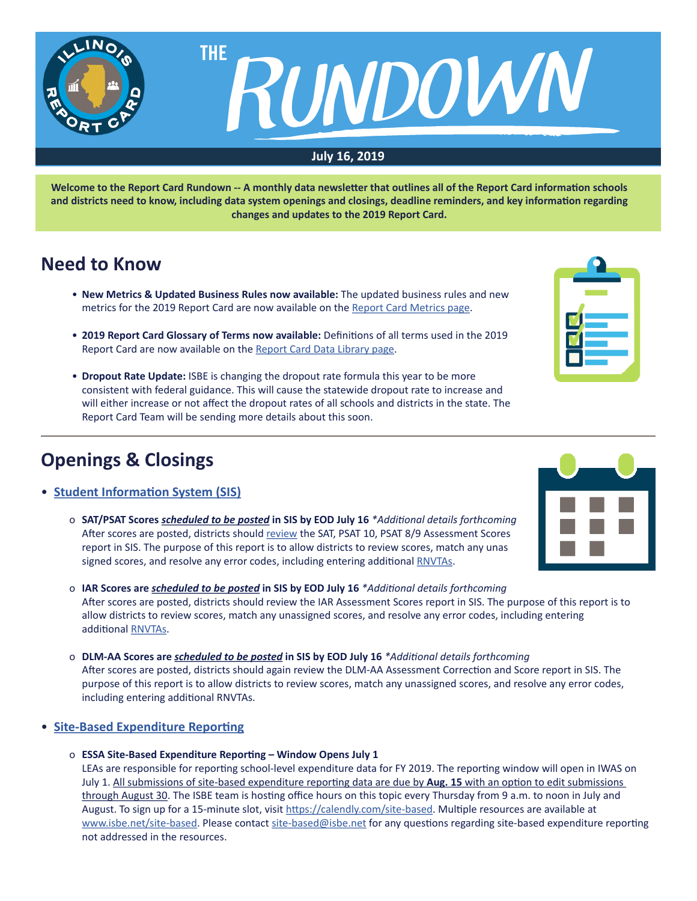# THE RUNDOWN

**July 16, 2019**

**Welcome to the Report Card Rundown -- A monthly data newsletter that outlines all of the Report Card information schools and districts need to know, including data system openings and closings, deadline reminders, and key information regarding changes and updates to the 2019 Report Card.**

## Need to Know

- **New Metrics & Updated Business Rules now available:** The updated business rules and new metrics for the 2019 Report Card are now available on the Report Card Metrics page.
- **2019 Report Card Glossary of Terms now available:** Definitions of all terms used in the 2019 Report Card are now available on the Report Card Data Library page.
- **Dropout Rate Update:** ISBE is changing the dropout rate formula this year to be more consistent with federal guidance. This will cause the statewide dropout rate to increase and will either increase or not affect the dropout rates of all schools and districts in the state. The Report Card Team will be sending more details about this soon.

## Openings & Closings

- **Student Information System (SIS)**
  - **SAT/PSAT Scores *scheduled to be posted* in SIS by EOD July 16** *\*Additional details forthcoming*
    After scores are posted, districts should review the SAT, PSAT 10, PSAT 8/9 Assessment Scores report in SIS. The purpose of this report is to allow districts to review scores, match any unassigned scores, and resolve any error codes, including entering additional RNVTAs.
  - **IAR Scores are *scheduled to be posted* in SIS by EOD July 16** *\*Additional details forthcoming*
    After scores are posted, districts should review the IAR Assessment Scores report in SIS. The purpose of this report is to allow districts to review scores, match any unassigned scores, and resolve any error codes, including entering additional RNVTAs.
  - **DLM-AA Scores are *scheduled to be posted* in SIS by EOD July 16** *\*Additional details forthcoming*
    After scores are posted, districts should again review the DLM-AA Assessment Correction and Score report in SIS. The purpose of this report is to allow districts to review scores, match any unassigned scores, and resolve any error codes, including entering additional RNVTAs.

- **Site-Based Expenditure Reporting**
  - **ESSA Site-Based Expenditure Reporting – Window Opens July 1**
    LEAs are responsible for reporting school-level expenditure data for FY 2019. The reporting window will open in IWAS on July 1. All submissions of site-based expenditure reporting data are due by **Aug. 15** with an option to edit submissions through August 30. The ISBE team is hosting office hours on this topic every Thursday from 9 a.m. to noon in July and August. To sign up for a 15-minute slot, visit https://calendly.com/site-based. Multiple resources are available at www.isbe.net/site-based. Please contact site-based@isbe.net for any questions regarding site-based expenditure reporting not addressed in the resources.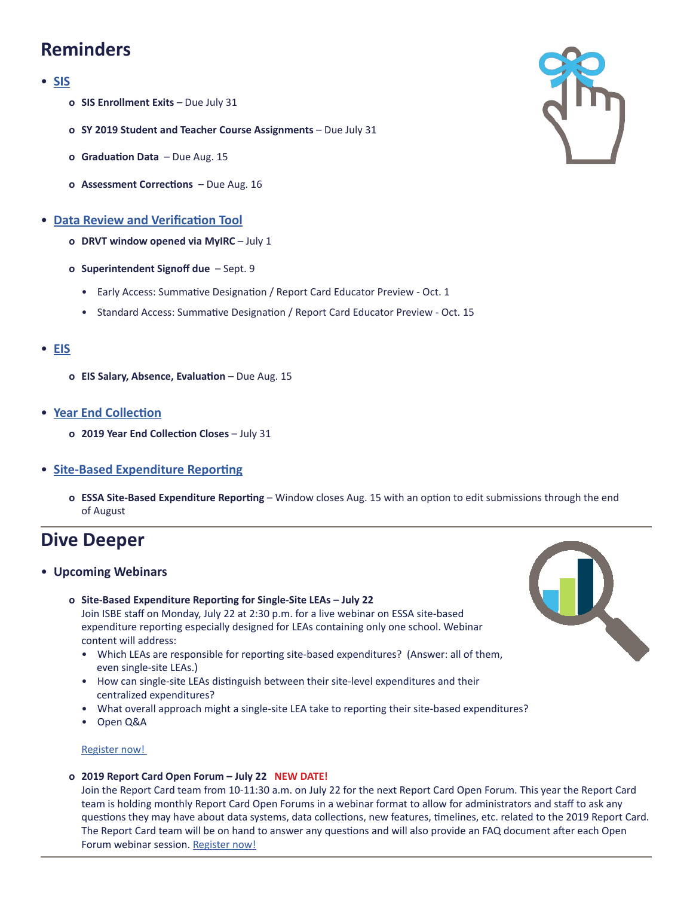## Reminders

- **SIS**
  - **SIS Enrollment Exits** – Due July 31
  - **SY 2019 Student and Teacher Course Assignments** – Due July 31
  - **Graduation Data** – Due Aug. 15
  - **Assessment Corrections** – Due Aug. 16
- **Data Review and Verification Tool**
  - **DRVT window opened via MyIRC** – July 1
  - **Superintendent Signoff due** – Sept. 9
    - Early Access: Summative Designation / Report Card Educator Preview - Oct. 1
    - Standard Access: Summative Designation / Report Card Educator Preview - Oct. 15
- **EIS**
  - **EIS Salary, Absence, Evaluation** – Due Aug. 15
- **Year End Collection**
  - **2019 Year End Collection Closes** – July 31
- **Site-Based Expenditure Reporting**
  - **ESSA Site-Based Expenditure Reporting** – Window closes Aug. 15 with an option to edit submissions through the end of August

## Dive Deeper

- **Upcoming Webinars**
  - **Site-Based Expenditure Reporting for Single-Site LEAs – July 22**
    Join ISBE staff on Monday, July 22 at 2:30 p.m. for a live webinar on ESSA site-based expenditure reporting especially designed for LEAs containing only one school. Webinar content will address:
    - Which LEAs are responsible for reporting site-based expenditures? (Answer: all of them, even single-site LEAs.)
    - How can single-site LEAs distinguish between their site-level expenditures and their centralized expenditures?
    - What overall approach might a single-site LEA take to reporting their site-based expenditures?
    - Open Q&A

    Register now!
  - **2019 Report Card Open Forum – July 22** **NEW DATE!**
    Join the Report Card team from 10-11:30 a.m. on July 22 for the next Report Card Open Forum. This year the Report Card team is holding monthly Report Card Open Forums in a webinar format to allow for administrators and staff to ask any questions they may have about data systems, data collections, new features, timelines, etc. related to the 2019 Report Card. The Report Card team will be on hand to answer any questions and will also provide an FAQ document after each Open Forum webinar session. Register now!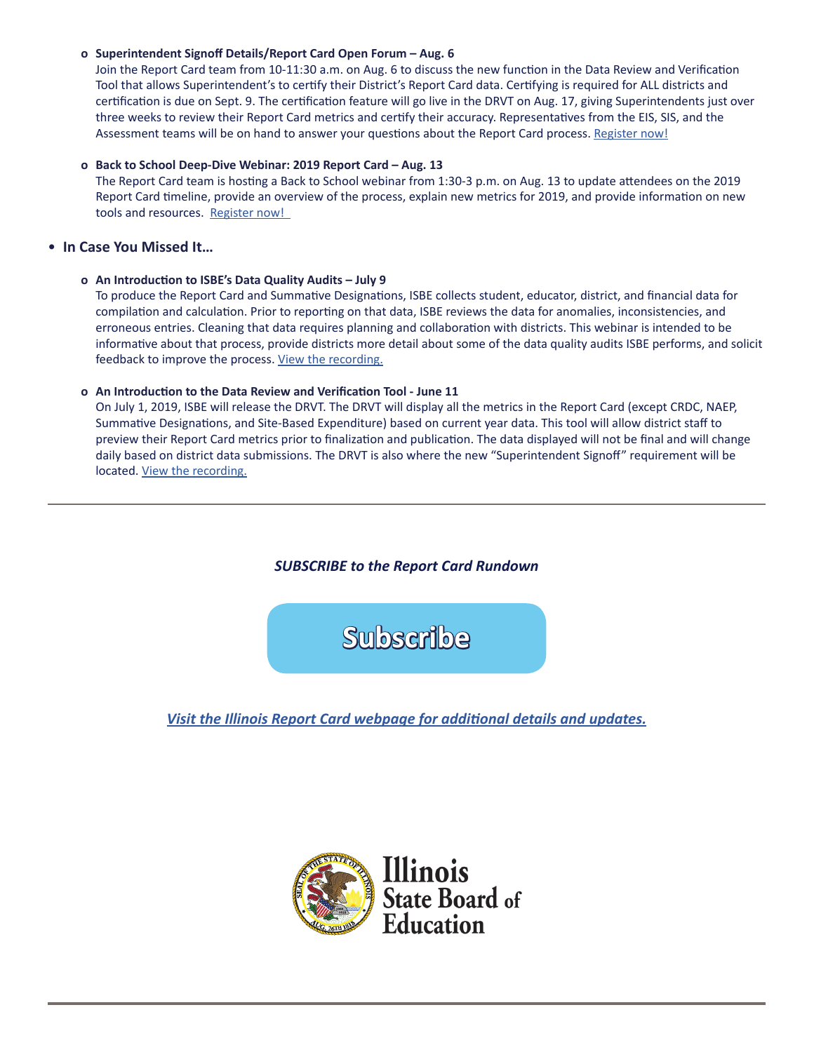- **Superintendent Signoff Details/Report Card Open Forum – Aug. 6**
  Join the Report Card team from 10-11:30 a.m. on Aug. 6 to discuss the new function in the Data Review and Verification Tool that allows Superintendent's to certify their District's Report Card data. Certifying is required for ALL districts and certification is due on Sept. 9. The certification feature will go live in the DRVT on Aug. 17, giving Superintendents just over three weeks to review their Report Card metrics and certify their accuracy. Representatives from the EIS, SIS, and the Assessment teams will be on hand to answer your questions about the Report Card process. Register now!

- **Back to School Deep-Dive Webinar: 2019 Report Card – Aug. 13**
  The Report Card team is hosting a Back to School webinar from 1:30-3 p.m. on Aug. 13 to update attendees on the 2019 Report Card timeline, provide an overview of the process, explain new metrics for 2019, and provide information on new tools and resources. Register now!

- **In Case You Missed It…**

  - **An Introduction to ISBE's Data Quality Audits – July 9**
    To produce the Report Card and Summative Designations, ISBE collects student, educator, district, and financial data for compilation and calculation. Prior to reporting on that data, ISBE reviews the data for anomalies, inconsistencies, and erroneous entries. Cleaning that data requires planning and collaboration with districts. This webinar is intended to be informative about that process, provide districts more detail about some of the data quality audits ISBE performs, and solicit feedback to improve the process. View the recording.

  - **An Introduction to the Data Review and Verification Tool - June 11**
    On July 1, 2019, ISBE will release the DRVT. The DRVT will display all the metrics in the Report Card (except CRDC, NAEP, Summative Designations, and Site-Based Expenditure) based on current year data. This tool will allow district staff to preview their Report Card metrics prior to finalization and publication. The data displayed will not be final and will change daily based on district data submissions. The DRVT is also where the new "Superintendent Signoff" requirement will be located. View the recording.

---

***SUBSCRIBE to the Report Card Rundown***

**Subscribe**

***Visit the Illinois Report Card webpage for additional details and updates.***

Illinois State Board of Education